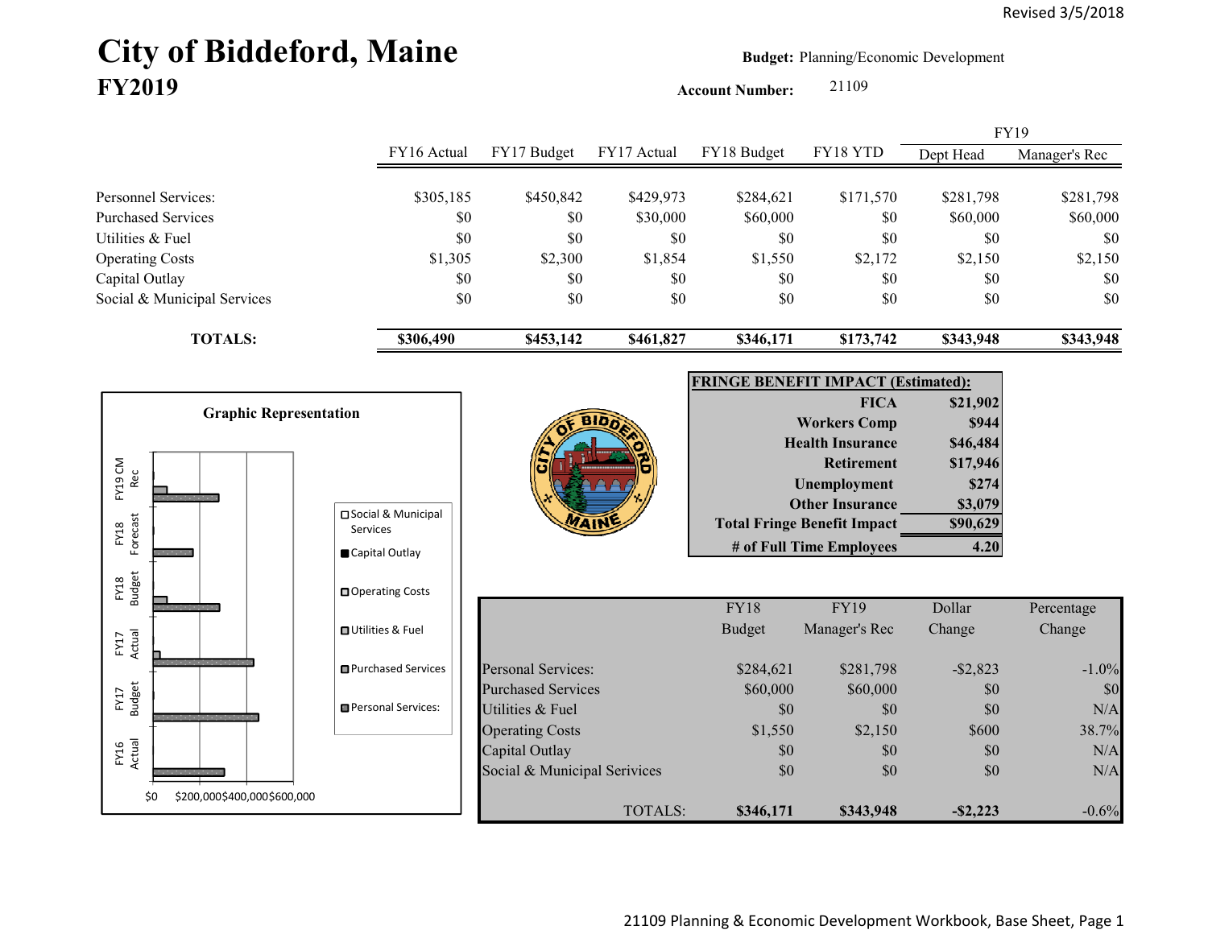Revised 3/5/2018

# City of Biddeford, Maine
## FY2019

**Budget:** Planning/Economic Development

**Account Number:** 21109

| | FY16 Actual | FY17 Budget | FY17 Actual | FY18 Budget | FY18 YTD | FY19 Dept Head | FY19 Manager's Rec |
|---|---|---|---|---|---|---|---|
| Personnel Services: | $305,185 | $450,842 | $429,973 | $284,621 | $171,570 | $281,798 | $281,798 |
| Purchased Services | $0 | $0 | $30,000 | $60,000 | $0 | $60,000 | $60,000 |
| Utilities & Fuel | $0 | $0 | $0 | $0 | $0 | $0 | $0 |
| Operating Costs | $1,305 | $2,300 | $1,854 | $1,550 | $2,172 | $2,150 | $2,150 |
| Capital Outlay | $0 | $0 | $0 | $0 | $0 | $0 | $0 |
| Social & Municipal Services | $0 | $0 | $0 | $0 | $0 | $0 | $0 |
| **TOTALS:** | **$306,490** | **$453,142** | **$461,827** | **$346,171** | **$173,742** | **$343,948** | **$343,948** |

**Graphic Representation**

Legend: Social & Municipal Services; Capital Outlay; Operating Costs; Utilities & Fuel; Purchased Services; Personal Services:

Categories: FY16 Actual, FY17 Budget, FY17 Actual, FY18 Budget, FY18 Forecast, FY19 CM Rec

Axis: $0, $200,000, $400,000, $600,000

| **FRINGE BENEFIT IMPACT (Estimated):** | |
|---|---|
| **FICA** | **$21,902** |
| **Workers Comp** | **$944** |
| **Health Insurance** | **$46,484** |
| **Retirement** | **$17,946** |
| **Unemployment** | **$274** |
| **Other Insurance** | **$3,079** |
| **Total Fringe Benefit Impact** | **$90,629** |
| **# of Full Time Employees** | **4.20** |

| | FY18 Budget | FY19 Manager's Rec | Dollar Change | Percentage Change |
|---|---|---|---|---|
| Personal Services: | $284,621 | $281,798 | -$2,823 | -1.0% |
| Purchased Services | $60,000 | $60,000 | $0 | $0 |
| Utilities & Fuel | $0 | $0 | $0 | N/A |
| Operating Costs | $1,550 | $2,150 | $600 | 38.7% |
| Capital Outlay | $0 | $0 | $0 | N/A |
| Social & Municipal Services | $0 | $0 | $0 | N/A |
| TOTALS: | **$346,171** | **$343,948** | **-$2,223** | -0.6% |

21109 Planning & Economic Development Workbook, Base Sheet, Page 1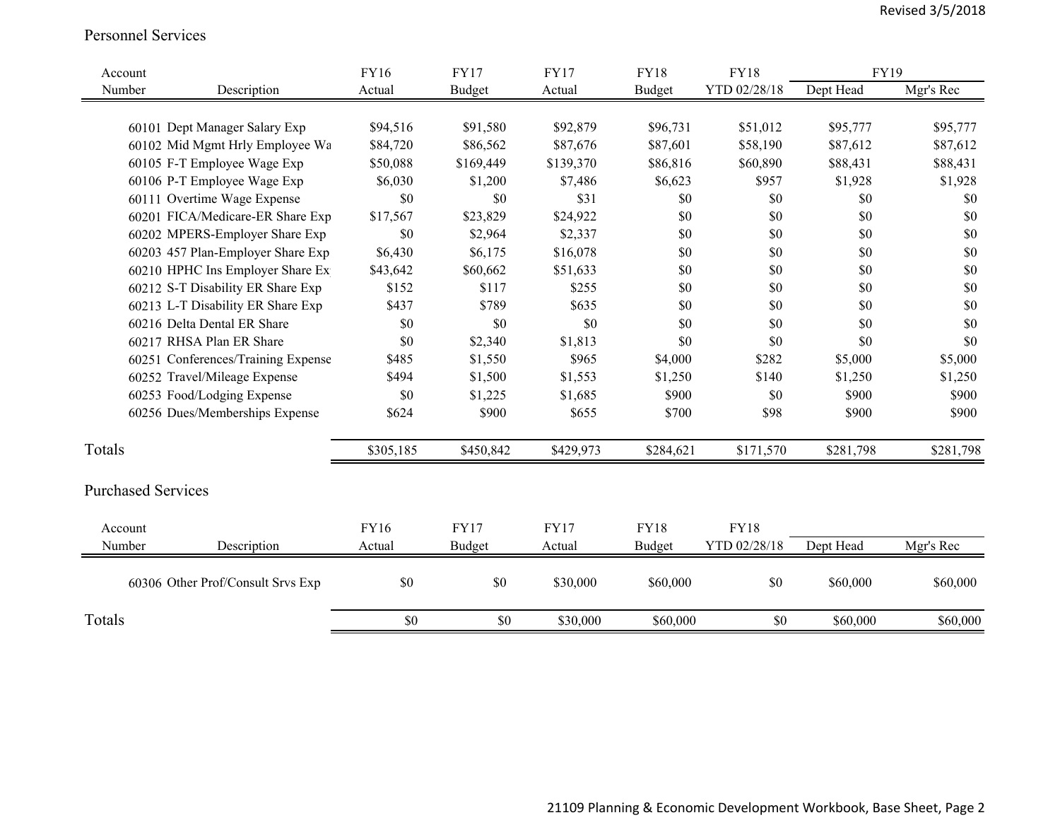## Personnel Services

| Account Number | Description | FY16 Actual | FY17 Budget | FY17 Actual | FY18 Budget | FY18 YTD 02/28/18 | FY19 Dept Head | FY19 Mgr's Rec |
|---|---|---|---|---|---|---|---|---|
| 60101 | Dept Manager Salary Exp | $94,516 | $91,580 | $92,879 | $96,731 | $51,012 | $95,777 | $95,777 |
| 60102 | Mid Mgmt Hrly Employee Wa | $84,720 | $86,562 | $87,676 | $87,601 | $58,190 | $87,612 | $87,612 |
| 60105 | F-T Employee Wage Exp | $50,088 | $169,449 | $139,370 | $86,816 | $60,890 | $88,431 | $88,431 |
| 60106 | P-T Employee Wage Exp | $6,030 | $1,200 | $7,486 | $6,623 | $957 | $1,928 | $1,928 |
| 60111 | Overtime Wage Expense | $0 | $0 | $31 | $0 | $0 | $0 | $0 |
| 60201 | FICA/Medicare-ER Share Exp | $17,567 | $23,829 | $24,922 | $0 | $0 | $0 | $0 |
| 60202 | MPERS-Employer Share Exp | $0 | $2,964 | $2,337 | $0 | $0 | $0 | $0 |
| 60203 | 457 Plan-Employer Share Exp | $6,430 | $6,175 | $16,078 | $0 | $0 | $0 | $0 |
| 60210 | HPHC Ins Employer Share Ex | $43,642 | $60,662 | $51,633 | $0 | $0 | $0 | $0 |
| 60212 | S-T Disability ER Share Exp | $152 | $117 | $255 | $0 | $0 | $0 | $0 |
| 60213 | L-T Disability ER Share Exp | $437 | $789 | $635 | $0 | $0 | $0 | $0 |
| 60216 | Delta Dental ER Share | $0 | $0 | $0 | $0 | $0 | $0 | $0 |
| 60217 | RHSA Plan ER Share | $0 | $2,340 | $1,813 | $0 | $0 | $0 | $0 |
| 60251 | Conferences/Training Expense | $485 | $1,550 | $965 | $4,000 | $282 | $5,000 | $5,000 |
| 60252 | Travel/Mileage Expense | $494 | $1,500 | $1,553 | $1,250 | $140 | $1,250 | $1,250 |
| 60253 | Food/Lodging Expense | $0 | $1,225 | $1,685 | $900 | $0 | $900 | $900 |
| 60256 | Dues/Memberships Expense | $624 | $900 | $655 | $700 | $98 | $900 | $900 |
| Totals | | $305,185 | $450,842 | $429,973 | $284,621 | $171,570 | $281,798 | $281,798 |

## Purchased Services

| Account Number | Description | FY16 Actual | FY17 Budget | FY17 Actual | FY18 Budget | FY18 YTD 02/28/18 | Dept Head | Mgr's Rec |
|---|---|---|---|---|---|---|---|---|
| 60306 | Other Prof/Consult Srvs Exp | $0 | $0 | $30,000 | $60,000 | $0 | $60,000 | $60,000 |
| Totals | | $0 | $0 | $30,000 | $60,000 | $0 | $60,000 | $60,000 |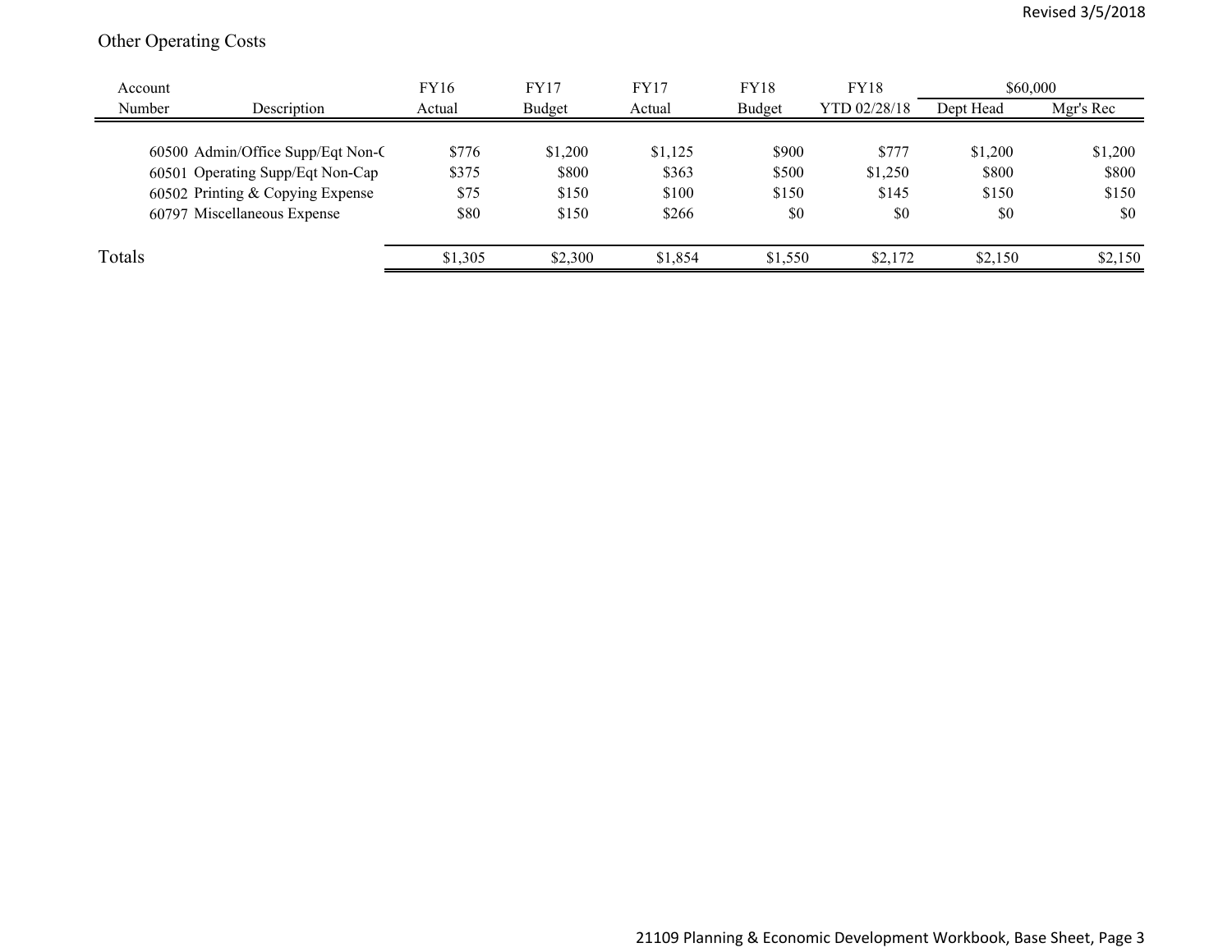# Other Operating Costs

| Account Number | Description | FY16 Actual | FY17 Budget | FY17 Actual | FY18 Budget | FY18 YTD 02/28/18 | $60,000 Dept Head | Mgr's Rec |
|---|---|---|---|---|---|---|---|---|
| 60500 | Admin/Office Supp/Eqt Non-( | $776 | $1,200 | $1,125 | $900 | $777 | $1,200 | $1,200 |
| 60501 | Operating Supp/Eqt Non-Cap | $375 | $800 | $363 | $500 | $1,250 | $800 | $800 |
| 60502 | Printing & Copying Expense | $75 | $150 | $100 | $150 | $145 | $150 | $150 |
| 60797 | Miscellaneous Expense | $80 | $150 | $266 | $0 | $0 | $0 | $0 |
| Totals | | $1,305 | $2,300 | $1,854 | $1,550 | $2,172 | $2,150 | $2,150 |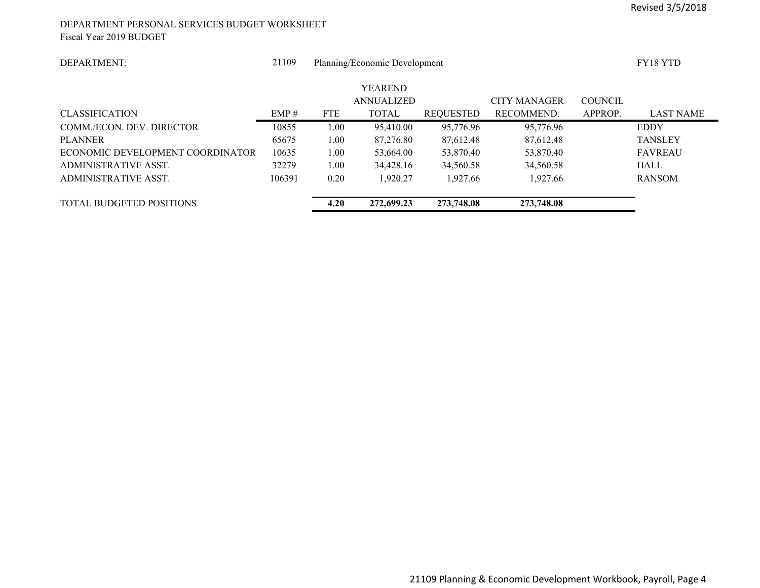DEPARTMENT PERSONAL SERVICES BUDGET WORKSHEET
Fiscal Year 2019 BUDGET

DEPARTMENT: 21109 Planning/Economic Development FY18 YTD

| CLASSIFICATION | EMP # | FTE | YEAREND ANNUALIZED TOTAL | REQUESTED | CITY MANAGER RECOMMEND. | COUNCIL APPROP. | LAST NAME |
|---|---|---|---|---|---|---|---|
| COMM./ECON. DEV. DIRECTOR | 10855 | 1.00 | 95,410.00 | 95,776.96 | 95,776.96 | | EDDY |
| PLANNER | 65675 | 1.00 | 87,276.80 | 87,612.48 | 87,612.48 | | TANSLEY |
| ECONOMIC DEVELOPMENT COORDINATOR | 10635 | 1.00 | 53,664.00 | 53,870.40 | 53,870.40 | | FAVREAU |
| ADMINISTRATIVE ASST. | 32279 | 1.00 | 34,428.16 | 34,560.58 | 34,560.58 | | HALL |
| ADMINISTRATIVE ASST. | 106391 | 0.20 | 1,920.27 | 1,927.66 | 1,927.66 | | RANSOM |
| TOTAL BUDGETED POSITIONS | | **4.20** | **272,699.23** | **273,748.08** | **273,748.08** | | |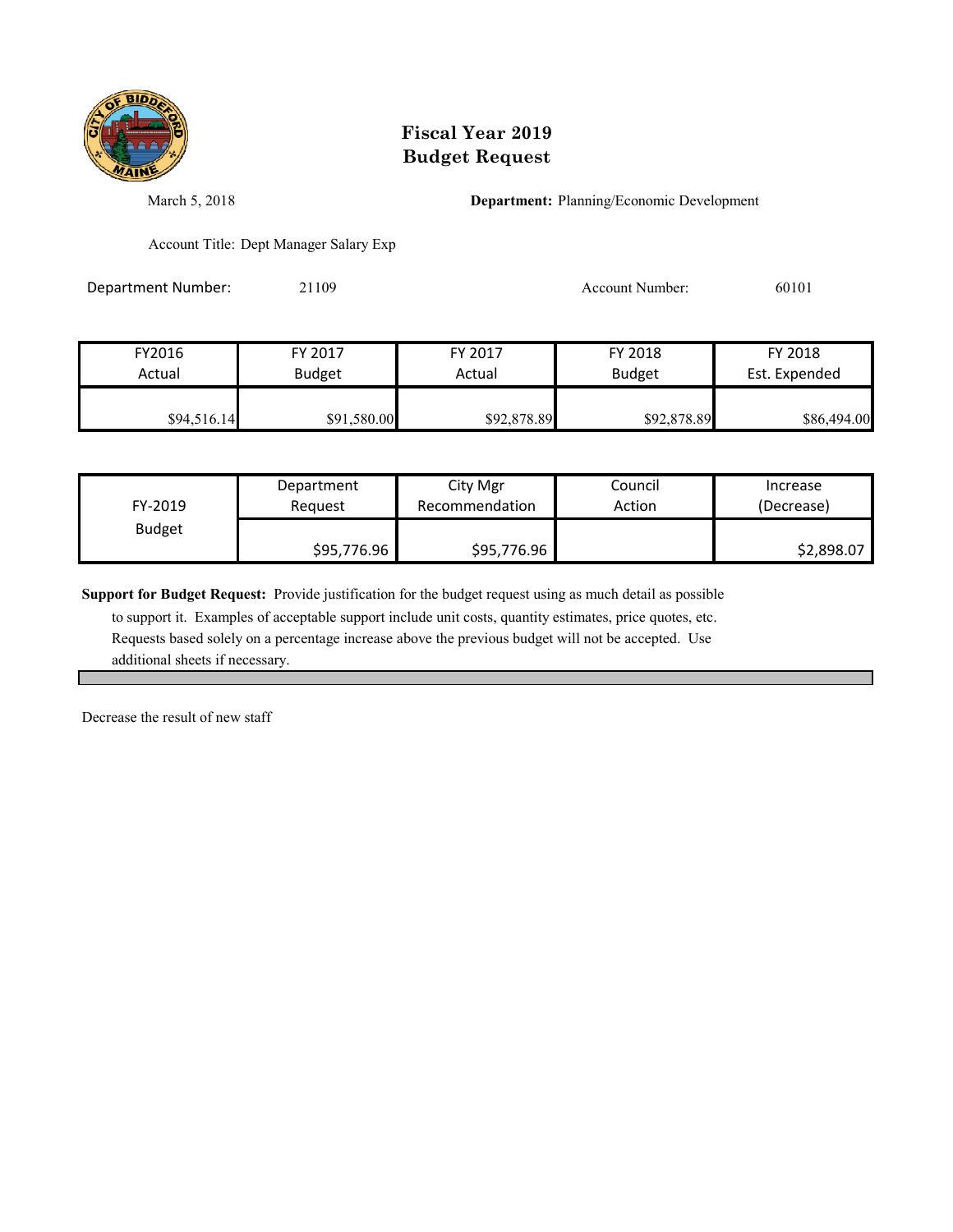# Fiscal Year 2019
# Budget Request

March 5, 2018

**Department:** Planning/Economic Development

Account Title: Dept Manager Salary Exp

Department Number: 21109

Account Number: 60101

| FY2016 Actual | FY 2017 Budget | FY 2017 Actual | FY 2018 Budget | FY 2018 Est. Expended |
|---|---|---|---|---|
| $94,516.14 | $91,580.00 | $92,878.89 | $92,878.89 | $86,494.00 |

| FY-2019 Budget | Department Request | City Mgr Recommendation | Council Action | Increase (Decrease) |
|---|---|---|---|---|
| | $95,776.96 | $95,776.96 | | $2,898.07 |

**Support for Budget Request:** Provide justification for the budget request using as much detail as possible to support it. Examples of acceptable support include unit costs, quantity estimates, price quotes, etc. Requests based solely on a percentage increase above the previous budget will not be accepted. Use additional sheets if necessary.

Decrease the result of new staff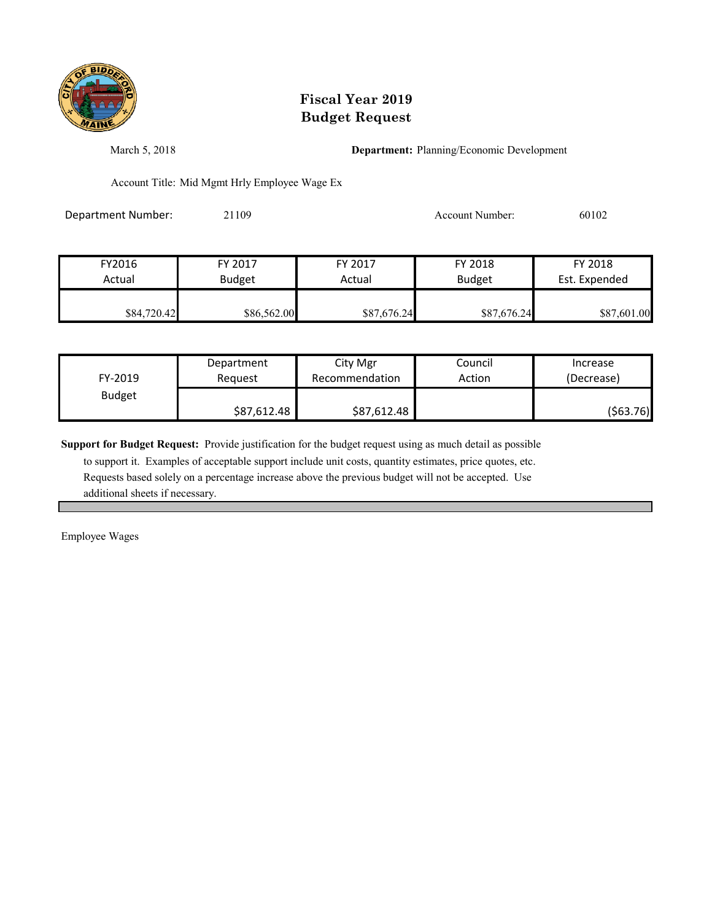# Fiscal Year 2019
# Budget Request

March 5, 2018

**Department:** Planning/Economic Development

Account Title: Mid Mgmt Hrly Employee Wage Ex

Department Number: 21109

Account Number: 60102

| FY2016 Actual | FY 2017 Budget | FY 2017 Actual | FY 2018 Budget | FY 2018 Est. Expended |
|---|---|---|---|---|
| $84,720.42 | $86,562.00 | $87,676.24 | $87,676.24 | $87,601.00 |

| FY-2019 Budget | Department Request | City Mgr Recommendation | Council Action | Increase (Decrease) |
|---|---|---|---|---|
| | $87,612.48 | $87,612.48 | | ($63.76) |

**Support for Budget Request:** Provide justification for the budget request using as much detail as possible to support it. Examples of acceptable support include unit costs, quantity estimates, price quotes, etc. Requests based solely on a percentage increase above the previous budget will not be accepted. Use additional sheets if necessary.

Employee Wages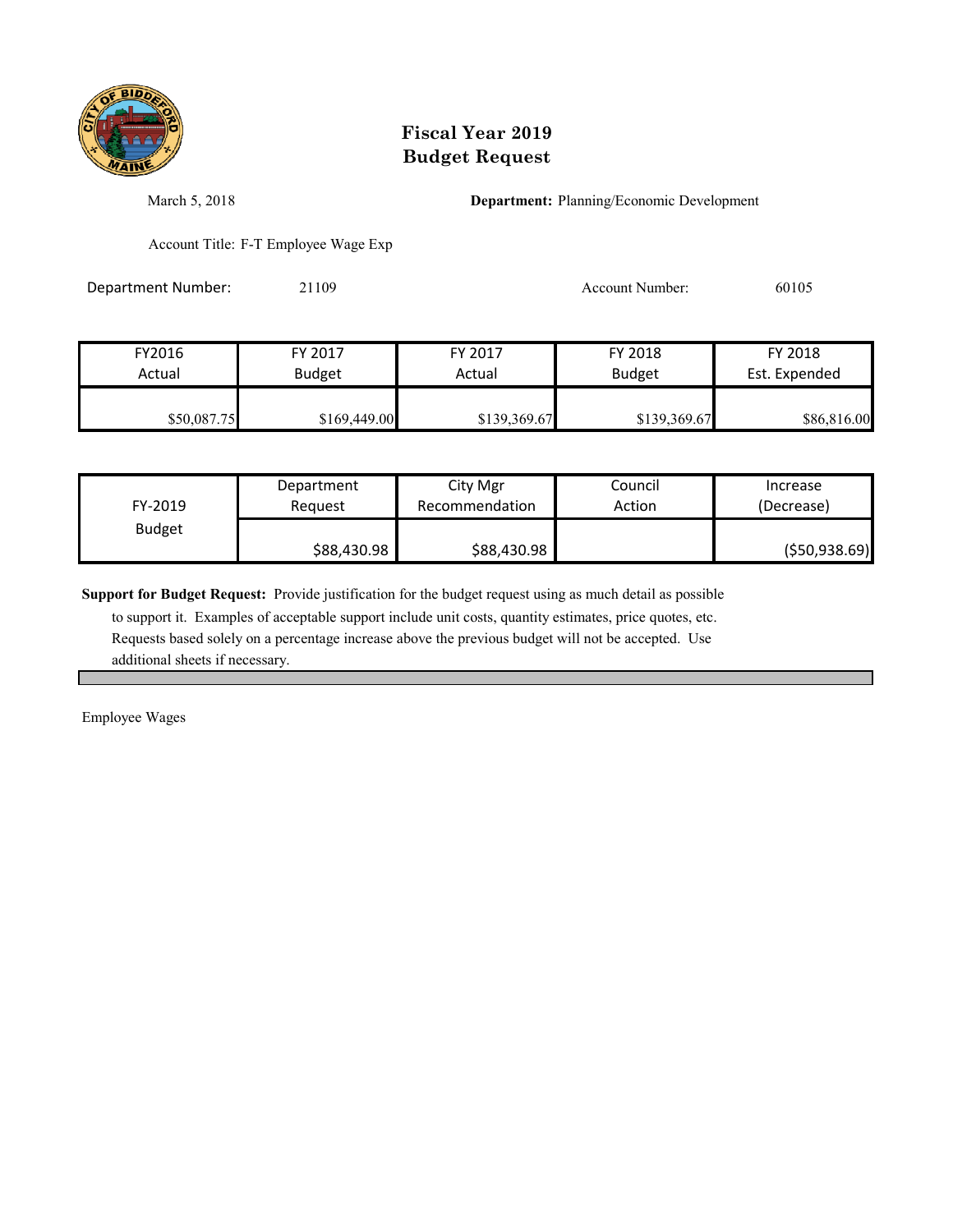# Fiscal Year 2019
# Budget Request

March 5, 2018

**Department:** Planning/Economic Development

Account Title: F-T Employee Wage Exp

Department Number: 21109

Account Number: 60105

| FY2016 Actual | FY 2017 Budget | FY 2017 Actual | FY 2018 Budget | FY 2018 Est. Expended |
|---|---|---|---|---|
| $50,087.75 | $169,449.00 | $139,369.67 | $139,369.67 | $86,816.00 |

| FY-2019 Budget | Department Request | City Mgr Recommendation | Council Action | Increase (Decrease) |
|---|---|---|---|---|
| | $88,430.98 | $88,430.98 | | ($50,938.69) |

**Support for Budget Request:** Provide justification for the budget request using as much detail as possible to support it. Examples of acceptable support include unit costs, quantity estimates, price quotes, etc. Requests based solely on a percentage increase above the previous budget will not be accepted. Use additional sheets if necessary.

Employee Wages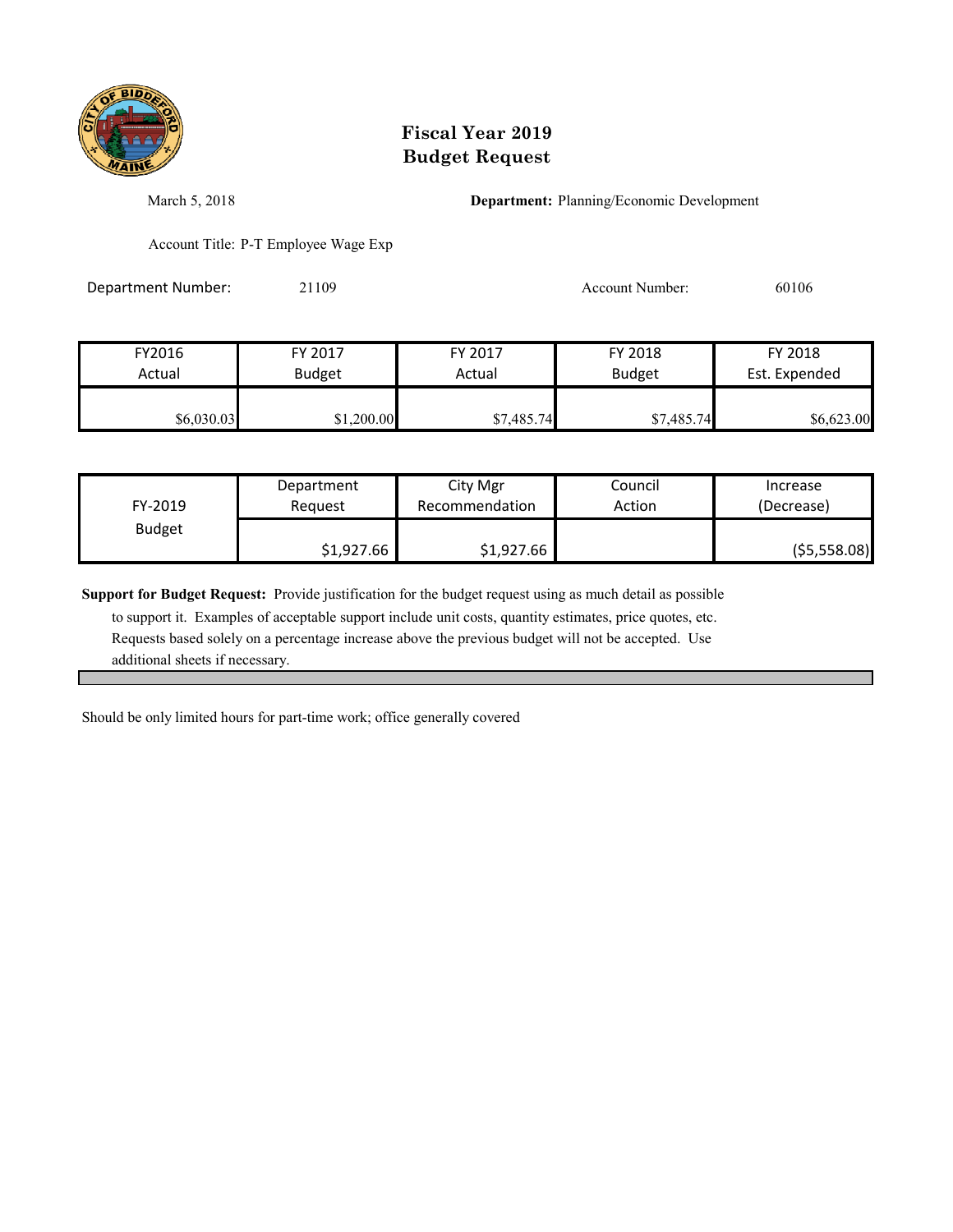# Fiscal Year 2019
# Budget Request

March 5, 2018

**Department:** Planning/Economic Development

Account Title: P-T Employee Wage Exp

Department Number: 21109

Account Number: 60106

| FY2016 Actual | FY 2017 Budget | FY 2017 Actual | FY 2018 Budget | FY 2018 Est. Expended |
|---|---|---|---|---|
| $6,030.03 | $1,200.00 | $7,485.74 | $7,485.74 | $6,623.00 |

| FY-2019 Budget | Department Request | City Mgr Recommendation | Council Action | Increase (Decrease) |
|---|---|---|---|---|
| | $1,927.66 | $1,927.66 | | ($5,558.08) |

**Support for Budget Request:** Provide justification for the budget request using as much detail as possible to support it. Examples of acceptable support include unit costs, quantity estimates, price quotes, etc. Requests based solely on a percentage increase above the previous budget will not be accepted. Use additional sheets if necessary.

Should be only limited hours for part-time work; office generally covered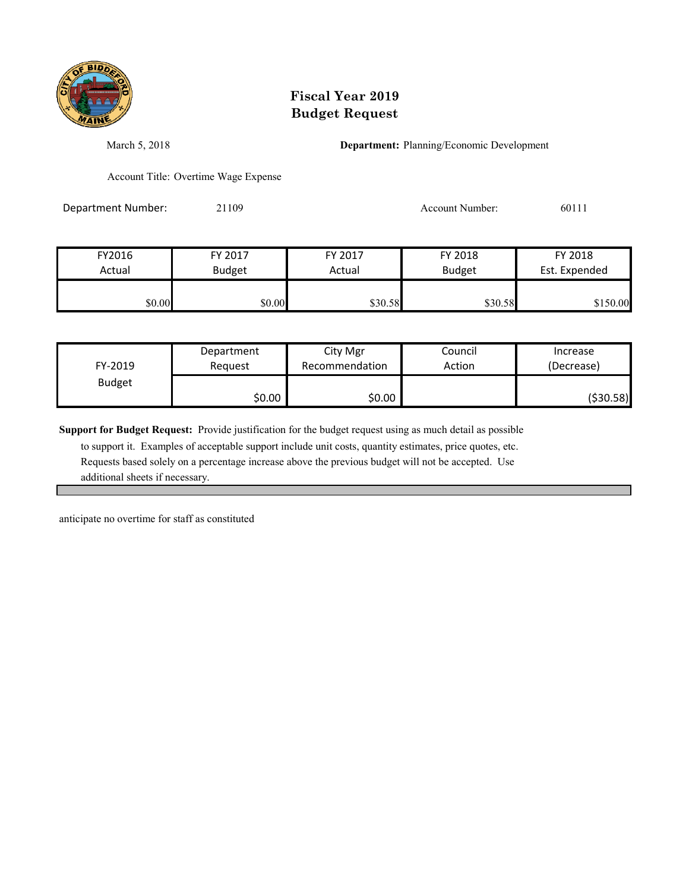# Fiscal Year 2019
# Budget Request

March 5, 2018

**Department:** Planning/Economic Development

Account Title: Overtime Wage Expense

Department Number: 21109

Account Number: 60111

| FY2016 Actual | FY 2017 Budget | FY 2017 Actual | FY 2018 Budget | FY 2018 Est. Expended |
|---|---|---|---|---|
| $0.00 | $0.00 | $30.58 | $30.58 | $150.00 |

| FY-2019 Budget | Department Request | City Mgr Recommendation | Council Action | Increase (Decrease) |
|---|---|---|---|---|
| | $0.00 | $0.00 | | ($30.58) |

**Support for Budget Request:** Provide justification for the budget request using as much detail as possible to support it. Examples of acceptable support include unit costs, quantity estimates, price quotes, etc. Requests based solely on a percentage increase above the previous budget will not be accepted. Use additional sheets if necessary.

anticipate no overtime for staff as constituted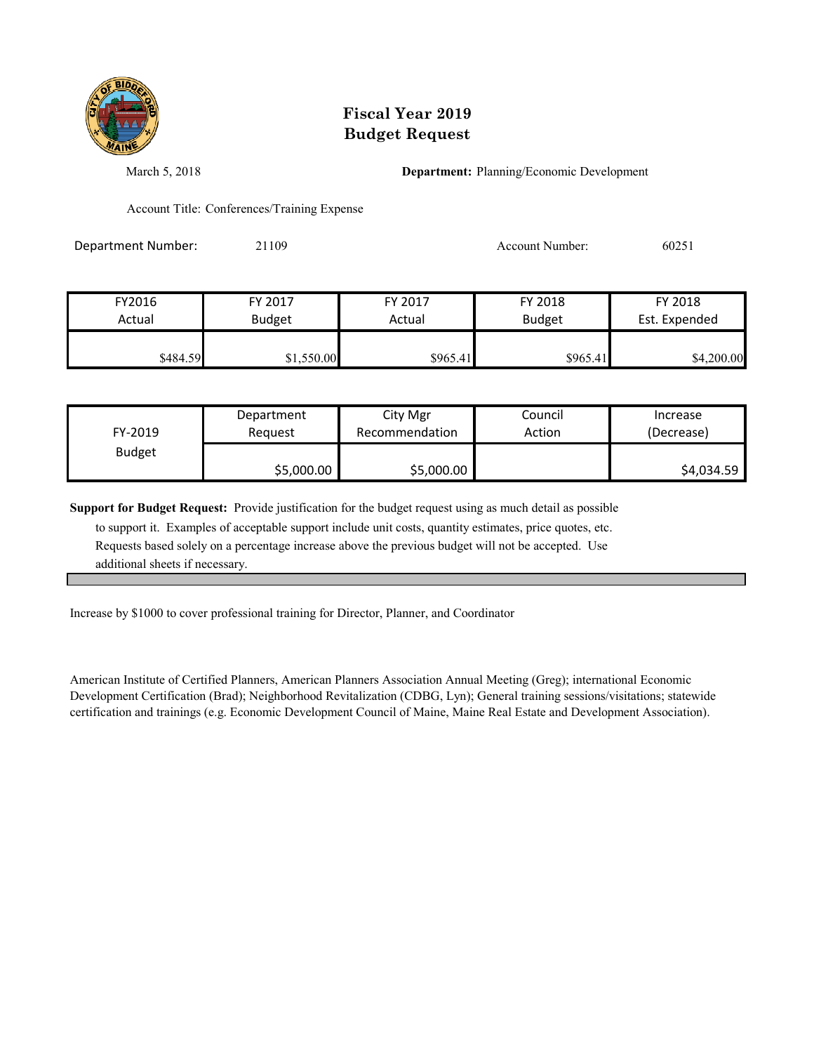# Fiscal Year 2019
# Budget Request

March 5, 2018

**Department:** Planning/Economic Development

Account Title: Conferences/Training Expense

Department Number: 21109

Account Number: 60251

| FY2016 Actual | FY 2017 Budget | FY 2017 Actual | FY 2018 Budget | FY 2018 Est. Expended |
|---|---|---|---|---|
| $484.59 | $1,550.00 | $965.41 | $965.41 | $4,200.00 |

| FY-2019 Budget | Department Request | City Mgr Recommendation | Council Action | Increase (Decrease) |
|---|---|---|---|---|
| | $5,000.00 | $5,000.00 | | $4,034.59 |

**Support for Budget Request:** Provide justification for the budget request using as much detail as possible to support it. Examples of acceptable support include unit costs, quantity estimates, price quotes, etc. Requests based solely on a percentage increase above the previous budget will not be accepted. Use additional sheets if necessary.

Increase by $1000 to cover professional training for Director, Planner, and Coordinator

American Institute of Certified Planners, American Planners Association Annual Meeting (Greg); international Economic Development Certification (Brad); Neighborhood Revitalization (CDBG, Lyn); General training sessions/visitations; statewide certification and trainings (e.g. Economic Development Council of Maine, Maine Real Estate and Development Association).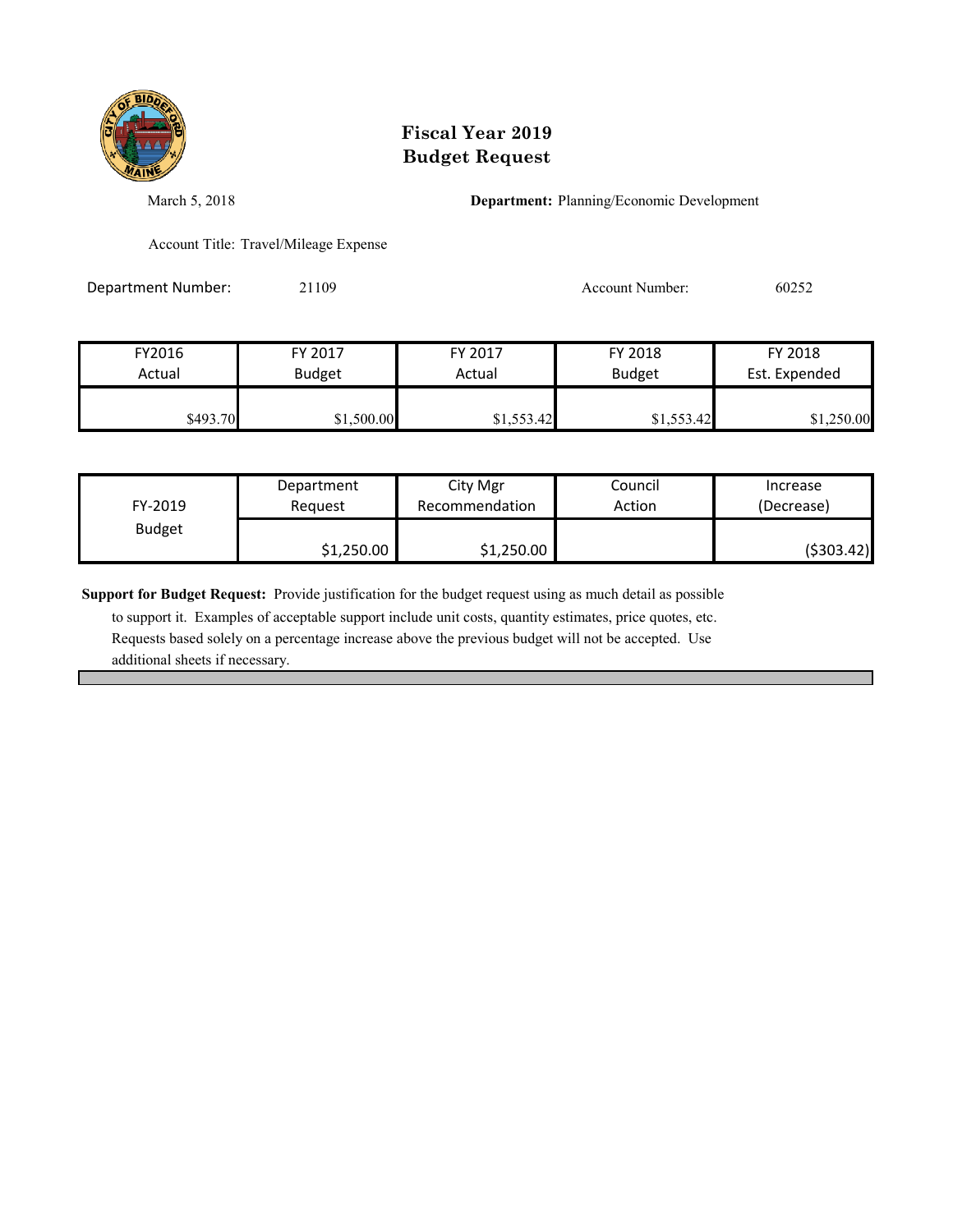# Fiscal Year 2019
# Budget Request

March 5, 2018

**Department:** Planning/Economic Development

Account Title: Travel/Mileage Expense

Department Number: 21109

Account Number: 60252

| FY2016 Actual | FY 2017 Budget | FY 2017 Actual | FY 2018 Budget | FY 2018 Est. Expended |
|---|---|---|---|---|
| $493.70 | $1,500.00 | $1,553.42 | $1,553.42 | $1,250.00 |

| FY-2019 Budget | Department Request | City Mgr Recommendation | Council Action | Increase (Decrease) |
|---|---|---|---|---|
| | $1,250.00 | $1,250.00 | | ($303.42) |

**Support for Budget Request:** Provide justification for the budget request using as much detail as possible to support it. Examples of acceptable support include unit costs, quantity estimates, price quotes, etc. Requests based solely on a percentage increase above the previous budget will not be accepted. Use additional sheets if necessary.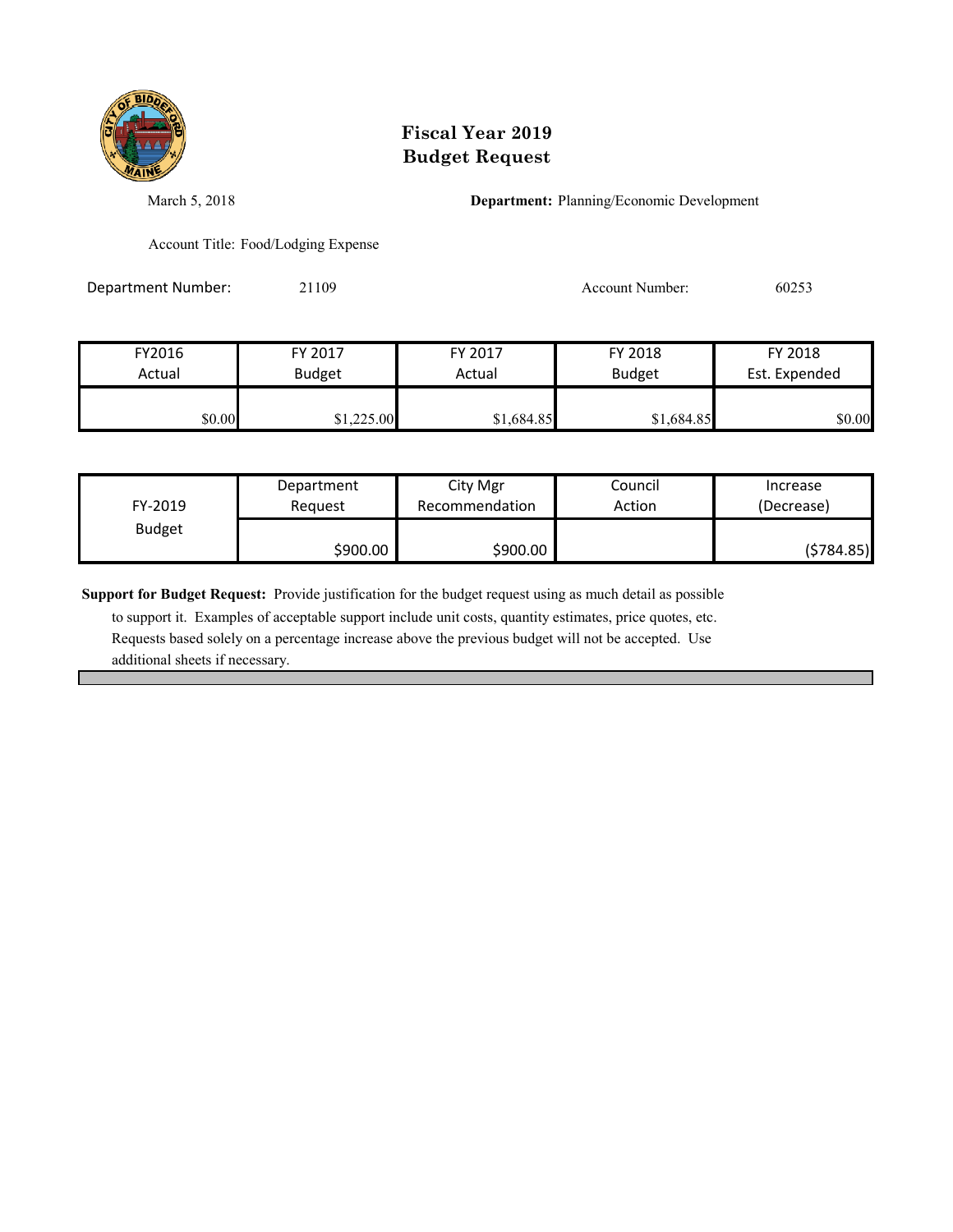# Fiscal Year 2019
# Budget Request

March 5, 2018

**Department:** Planning/Economic Development

Account Title: Food/Lodging Expense

Department Number: 21109

Account Number: 60253

| FY2016 Actual | FY 2017 Budget | FY 2017 Actual | FY 2018 Budget | FY 2018 Est. Expended |
|---|---|---|---|---|
| $0.00 | $1,225.00 | $1,684.85 | $1,684.85 | $0.00 |

| FY-2019 Budget | Department Request | City Mgr Recommendation | Council Action | Increase (Decrease) |
|---|---|---|---|---|
| | $900.00 | $900.00 | | ($784.85) |

**Support for Budget Request:** Provide justification for the budget request using as much detail as possible to support it. Examples of acceptable support include unit costs, quantity estimates, price quotes, etc. Requests based solely on a percentage increase above the previous budget will not be accepted. Use additional sheets if necessary.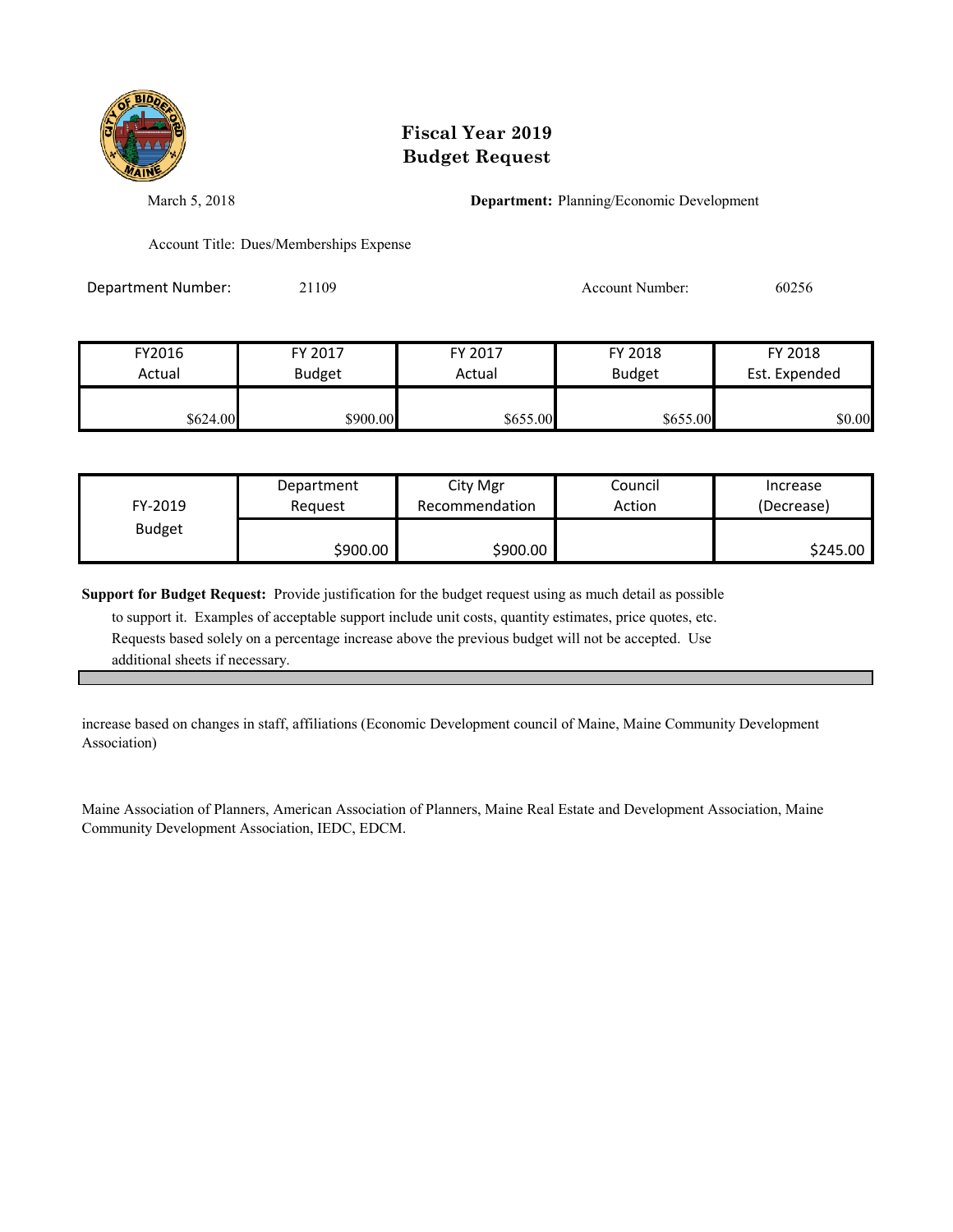# Fiscal Year 2019
# Budget Request

March 5, 2018

**Department:** Planning/Economic Development

Account Title: Dues/Memberships Expense

Department Number: 21109

Account Number: 60256

| FY2016 Actual | FY 2017 Budget | FY 2017 Actual | FY 2018 Budget | FY 2018 Est. Expended |
|---|---|---|---|---|
| $624.00 | $900.00 | $655.00 | $655.00 | $0.00 |

| FY-2019 Budget | Department Request | City Mgr Recommendation | Council Action | Increase (Decrease) |
|---|---|---|---|---|
| | $900.00 | $900.00 | | $245.00 |

**Support for Budget Request:** Provide justification for the budget request using as much detail as possible to support it. Examples of acceptable support include unit costs, quantity estimates, price quotes, etc. Requests based solely on a percentage increase above the previous budget will not be accepted. Use additional sheets if necessary.

increase based on changes in staff, affiliations (Economic Development council of Maine, Maine Community Development Association)

Maine Association of Planners, American Association of Planners, Maine Real Estate and Development Association, Maine Community Development Association, IEDC, EDCM.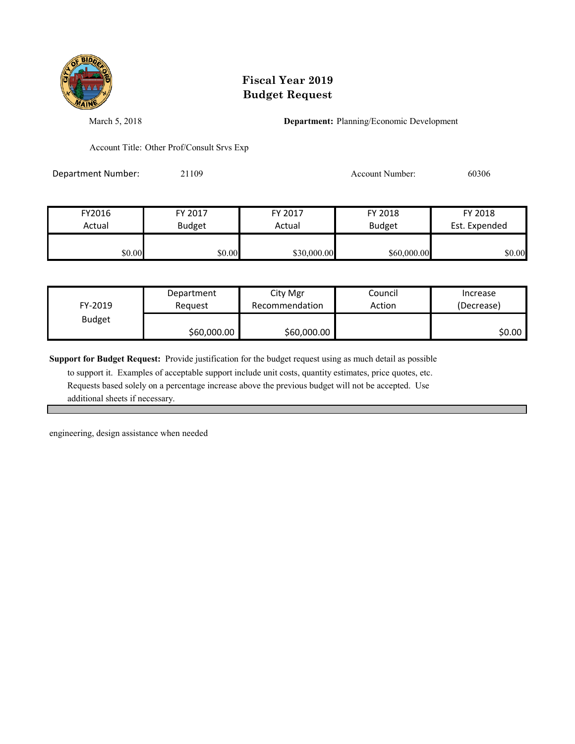# Fiscal Year 2019
# Budget Request

March 5, 2018

**Department:** Planning/Economic Development

Account Title: Other Prof/Consult Srvs Exp

Department Number: 21109

Account Number: 60306

| FY2016 Actual | FY 2017 Budget | FY 2017 Actual | FY 2018 Budget | FY 2018 Est. Expended |
|---|---|---|---|---|
| $0.00 | $0.00 | $30,000.00 | $60,000.00 | $0.00 |

| FY-2019 Budget | Department Request | City Mgr Recommendation | Council Action | Increase (Decrease) |
|---|---|---|---|---|
| | $60,000.00 | $60,000.00 | | $0.00 |

**Support for Budget Request:** Provide justification for the budget request using as much detail as possible to support it. Examples of acceptable support include unit costs, quantity estimates, price quotes, etc. Requests based solely on a percentage increase above the previous budget will not be accepted. Use additional sheets if necessary.

engineering, design assistance when needed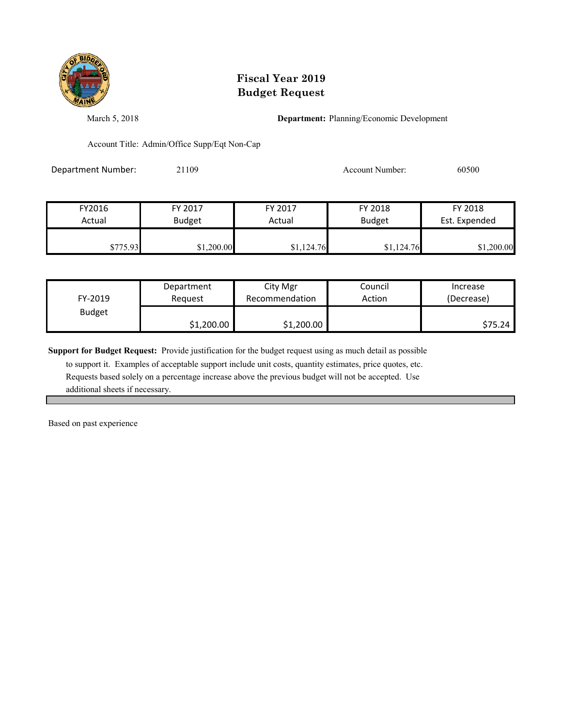# Fiscal Year 2019
# Budget Request

March 5, 2018

**Department:** Planning/Economic Development

Account Title: Admin/Office Supp/Eqt Non-Cap

Department Number: 21109

Account Number: 60500

| FY2016 Actual | FY 2017 Budget | FY 2017 Actual | FY 2018 Budget | FY 2018 Est. Expended |
|---|---|---|---|---|
| $775.93 | $1,200.00 | $1,124.76 | $1,124.76 | $1,200.00 |

| FY-2019 Budget | Department Request | City Mgr Recommendation | Council Action | Increase (Decrease) |
|---|---|---|---|---|
| | $1,200.00 | $1,200.00 | | $75.24 |

**Support for Budget Request:** Provide justification for the budget request using as much detail as possible to support it. Examples of acceptable support include unit costs, quantity estimates, price quotes, etc. Requests based solely on a percentage increase above the previous budget will not be accepted. Use additional sheets if necessary.

Based on past experience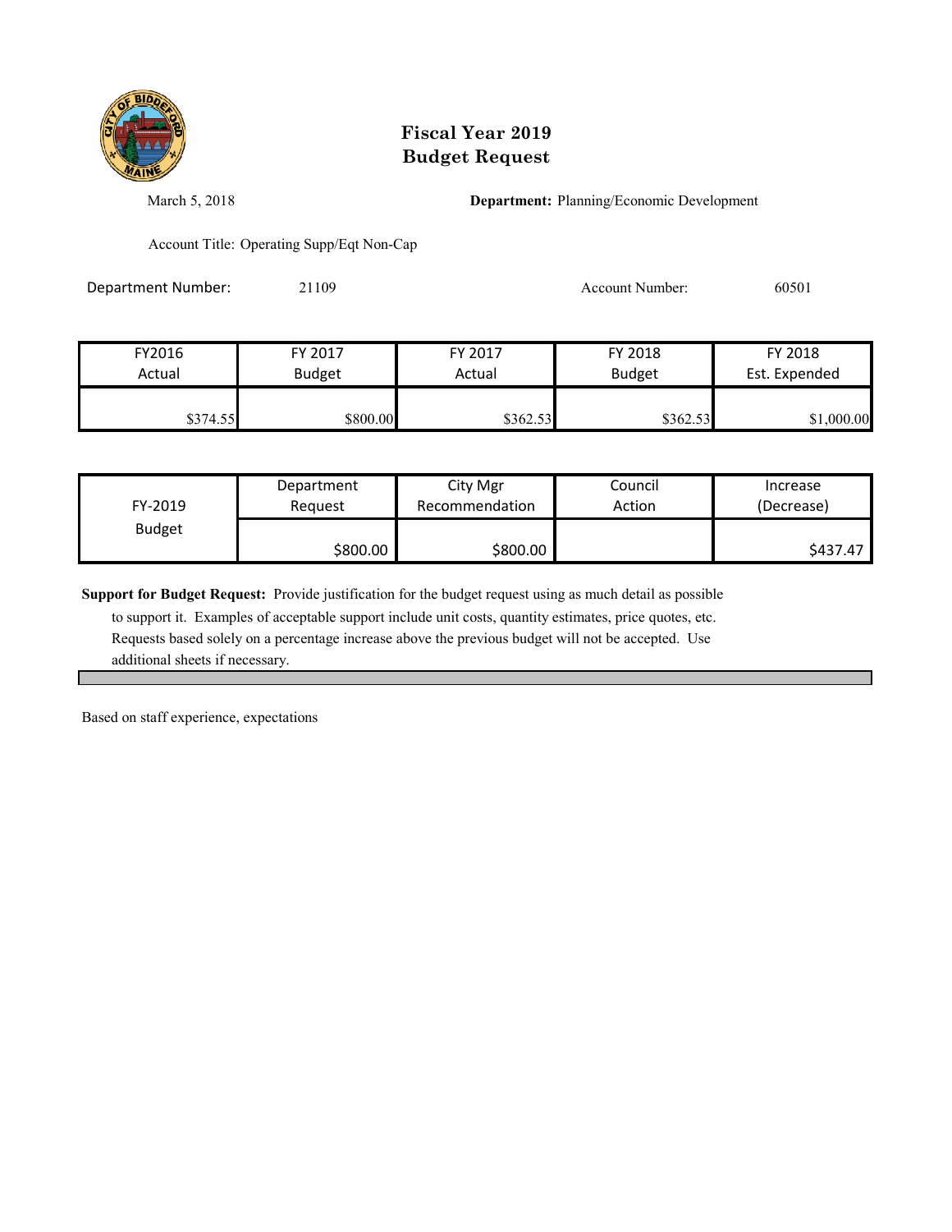# Fiscal Year 2019
# Budget Request

March 5, 2018

**Department:** Planning/Economic Development

Account Title: Operating Supp/Eqt Non-Cap

Department Number: 21109

Account Number: 60501

| FY2016 Actual | FY 2017 Budget | FY 2017 Actual | FY 2018 Budget | FY 2018 Est. Expended |
|---|---|---|---|---|
| $374.55 | $800.00 | $362.53 | $362.53 | $1,000.00 |

| FY-2019 Budget | Department Request | City Mgr Recommendation | Council Action | Increase (Decrease) |
|---|---|---|---|---|
| | $800.00 | $800.00 | | $437.47 |

**Support for Budget Request:** Provide justification for the budget request using as much detail as possible to support it. Examples of acceptable support include unit costs, quantity estimates, price quotes, etc. Requests based solely on a percentage increase above the previous budget will not be accepted. Use additional sheets if necessary.

Based on staff experience, expectations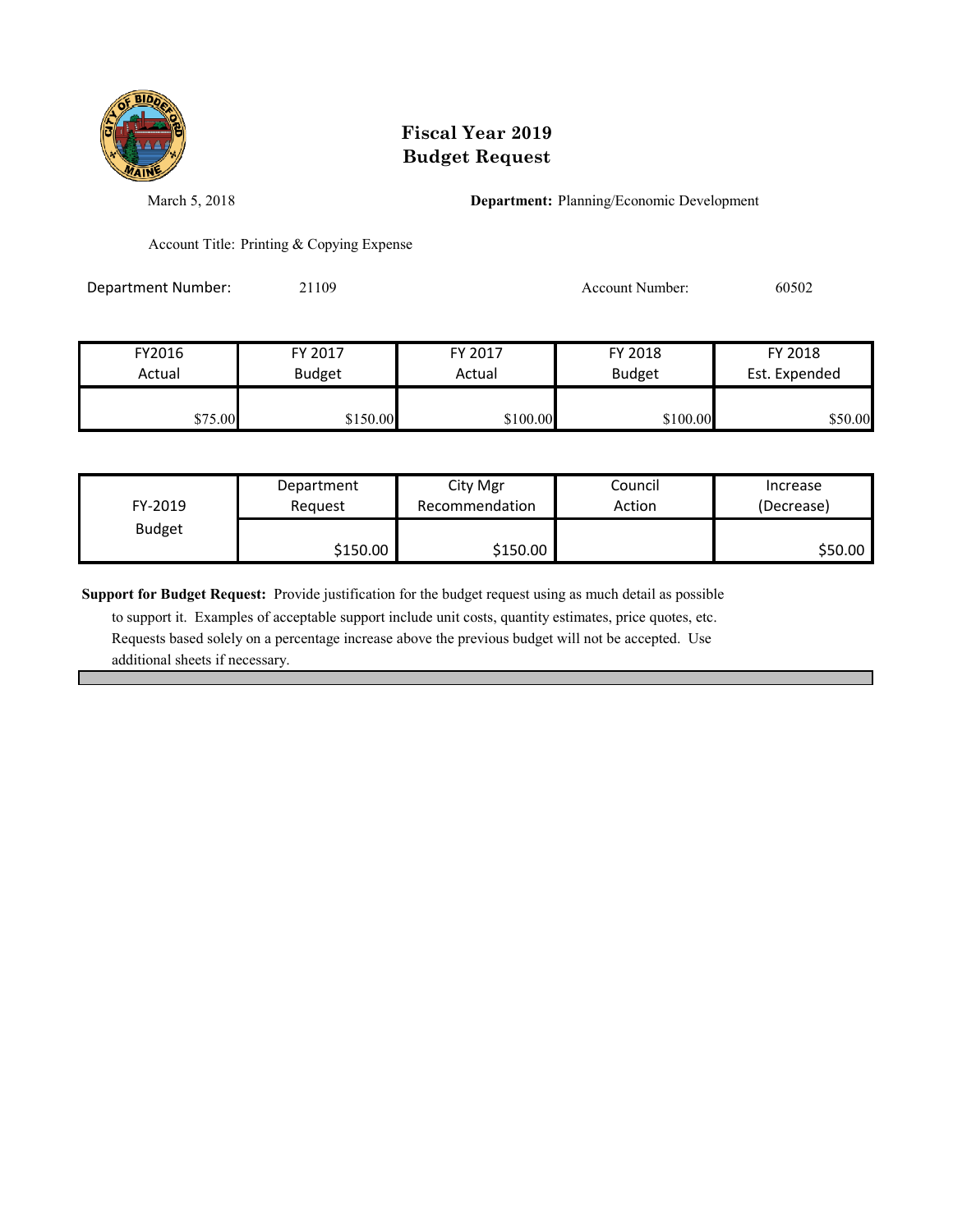# Fiscal Year 2019
# Budget Request

March 5, 2018

**Department:** Planning/Economic Development

Account Title: Printing & Copying Expense

Department Number: 21109

Account Number: 60502

| FY2016 Actual | FY 2017 Budget | FY 2017 Actual | FY 2018 Budget | FY 2018 Est. Expended |
|---|---|---|---|---|
| $75.00 | $150.00 | $100.00 | $100.00 | $50.00 |

| FY-2019 Budget | Department Request | City Mgr Recommendation | Council Action | Increase (Decrease) |
|---|---|---|---|---|
| | $150.00 | $150.00 | | $50.00 |

**Support for Budget Request:** Provide justification for the budget request using as much detail as possible to support it. Examples of acceptable support include unit costs, quantity estimates, price quotes, etc. Requests based solely on a percentage increase above the previous budget will not be accepted. Use additional sheets if necessary.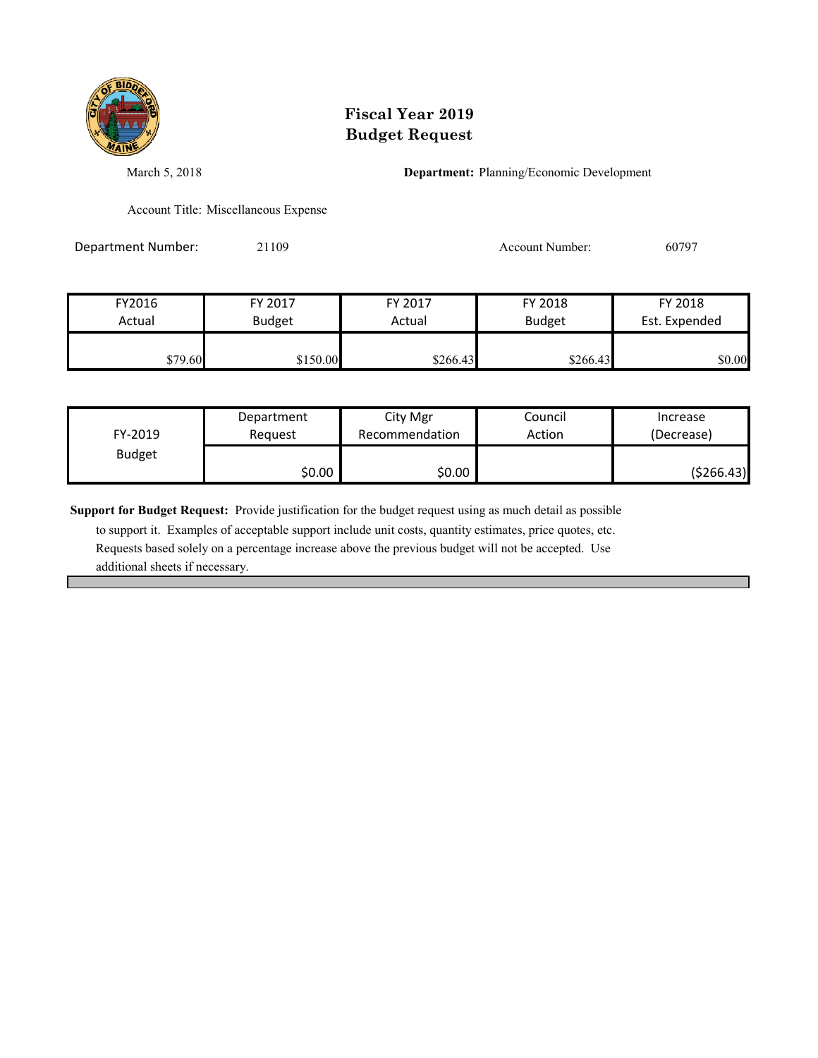# Fiscal Year 2019
# Budget Request

March 5, 2018

**Department:** Planning/Economic Development

Account Title: Miscellaneous Expense

Department Number: 21109

Account Number: 60797

| FY2016 Actual | FY 2017 Budget | FY 2017 Actual | FY 2018 Budget | FY 2018 Est. Expended |
|---|---|---|---|---|
| $79.60 | $150.00 | $266.43 | $266.43 | $0.00 |

| FY-2019 Budget | Department Request | City Mgr Recommendation | Council Action | Increase (Decrease) |
|---|---|---|---|---|
| | $0.00 | $0.00 | | ($266.43) |

**Support for Budget Request:** Provide justification for the budget request using as much detail as possible to support it. Examples of acceptable support include unit costs, quantity estimates, price quotes, etc. Requests based solely on a percentage increase above the previous budget will not be accepted. Use additional sheets if necessary.